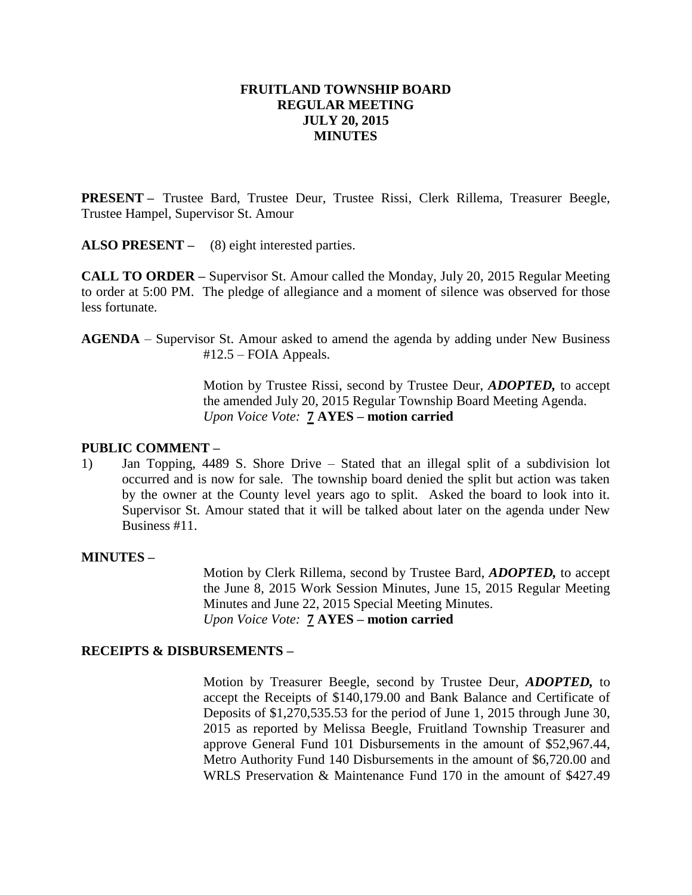# FRUITLAND TOWNSHIP BOARD
# REGULAR MEETING
# JULY 20, 2015
# MINUTES

**PRESENT –** Trustee Bard, Trustee Deur, Trustee Rissi, Clerk Rillema, Treasurer Beegle, Trustee Hampel, Supervisor St. Amour

**ALSO PRESENT –** (8) eight interested parties.

**CALL TO ORDER –** Supervisor St. Amour called the Monday, July 20, 2015 Regular Meeting to order at 5:00 PM. The pledge of allegiance and a moment of silence was observed for those less fortunate.

**AGENDA** – Supervisor St. Amour asked to amend the agenda by adding under New Business #12.5 – FOIA Appeals.

Motion by Trustee Rissi, second by Trustee Deur, ***ADOPTED,*** to accept the amended July 20, 2015 Regular Township Board Meeting Agenda.
*Upon Voice Vote:* **7 AYES – motion carried**

**PUBLIC COMMENT –**

1) Jan Topping, 4489 S. Shore Drive – Stated that an illegal split of a subdivision lot occurred and is now for sale. The township board denied the split but action was taken by the owner at the County level years ago to split. Asked the board to look into it. Supervisor St. Amour stated that it will be talked about later on the agenda under New Business #11.

**MINUTES –**

Motion by Clerk Rillema, second by Trustee Bard, ***ADOPTED,*** to accept the June 8, 2015 Work Session Minutes, June 15, 2015 Regular Meeting Minutes and June 22, 2015 Special Meeting Minutes.
*Upon Voice Vote:* **7 AYES – motion carried**

**RECEIPTS & DISBURSEMENTS –**

Motion by Treasurer Beegle, second by Trustee Deur, ***ADOPTED,*** to accept the Receipts of $140,179.00 and Bank Balance and Certificate of Deposits of $1,270,535.53 for the period of June 1, 2015 through June 30, 2015 as reported by Melissa Beegle, Fruitland Township Treasurer and approve General Fund 101 Disbursements in the amount of $52,967.44, Metro Authority Fund 140 Disbursements in the amount of $6,720.00 and WRLS Preservation & Maintenance Fund 170 in the amount of $427.49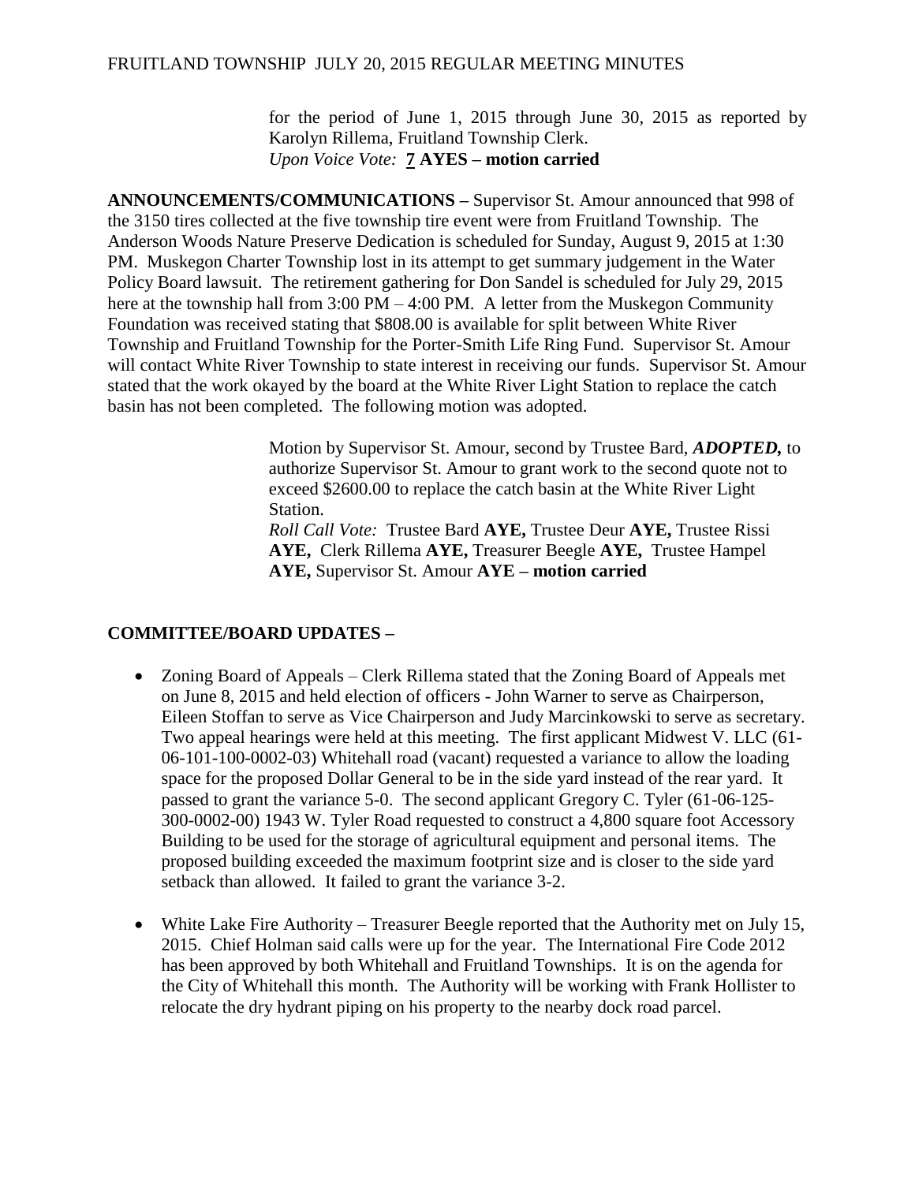for the period of June 1, 2015 through June 30, 2015 as reported by Karolyn Rillema, Fruitland Township Clerk.
*Upon Voice Vote:* **7 AYES – motion carried**

**ANNOUNCEMENTS/COMMUNICATIONS –** Supervisor St. Amour announced that 998 of the 3150 tires collected at the five township tire event were from Fruitland Township. The Anderson Woods Nature Preserve Dedication is scheduled for Sunday, August 9, 2015 at 1:30 PM. Muskegon Charter Township lost in its attempt to get summary judgement in the Water Policy Board lawsuit. The retirement gathering for Don Sandel is scheduled for July 29, 2015 here at the township hall from 3:00 PM – 4:00 PM. A letter from the Muskegon Community Foundation was received stating that $808.00 is available for split between White River Township and Fruitland Township for the Porter-Smith Life Ring Fund. Supervisor St. Amour will contact White River Township to state interest in receiving our funds. Supervisor St. Amour stated that the work okayed by the board at the White River Light Station to replace the catch basin has not been completed. The following motion was adopted.

> Motion by Supervisor St. Amour, second by Trustee Bard, ***ADOPTED,*** to authorize Supervisor St. Amour to grant work to the second quote not to exceed $2600.00 to replace the catch basin at the White River Light Station.
> *Roll Call Vote:* Trustee Bard **AYE,** Trustee Deur **AYE,** Trustee Rissi **AYE,** Clerk Rillema **AYE,** Treasurer Beegle **AYE,** Trustee Hampel **AYE,** Supervisor St. Amour **AYE – motion carried**

**COMMITTEE/BOARD UPDATES –**

- Zoning Board of Appeals – Clerk Rillema stated that the Zoning Board of Appeals met on June 8, 2015 and held election of officers - John Warner to serve as Chairperson, Eileen Stoffan to serve as Vice Chairperson and Judy Marcinkowski to serve as secretary. Two appeal hearings were held at this meeting. The first applicant Midwest V. LLC (61-06-101-100-0002-03) Whitehall road (vacant) requested a variance to allow the loading space for the proposed Dollar General to be in the side yard instead of the rear yard. It passed to grant the variance 5-0. The second applicant Gregory C. Tyler (61-06-125-300-0002-00) 1943 W. Tyler Road requested to construct a 4,800 square foot Accessory Building to be used for the storage of agricultural equipment and personal items. The proposed building exceeded the maximum footprint size and is closer to the side yard setback than allowed. It failed to grant the variance 3-2.

- White Lake Fire Authority – Treasurer Beegle reported that the Authority met on July 15, 2015. Chief Holman said calls were up for the year. The International Fire Code 2012 has been approved by both Whitehall and Fruitland Townships. It is on the agenda for the City of Whitehall this month. The Authority will be working with Frank Hollister to relocate the dry hydrant piping on his property to the nearby dock road parcel.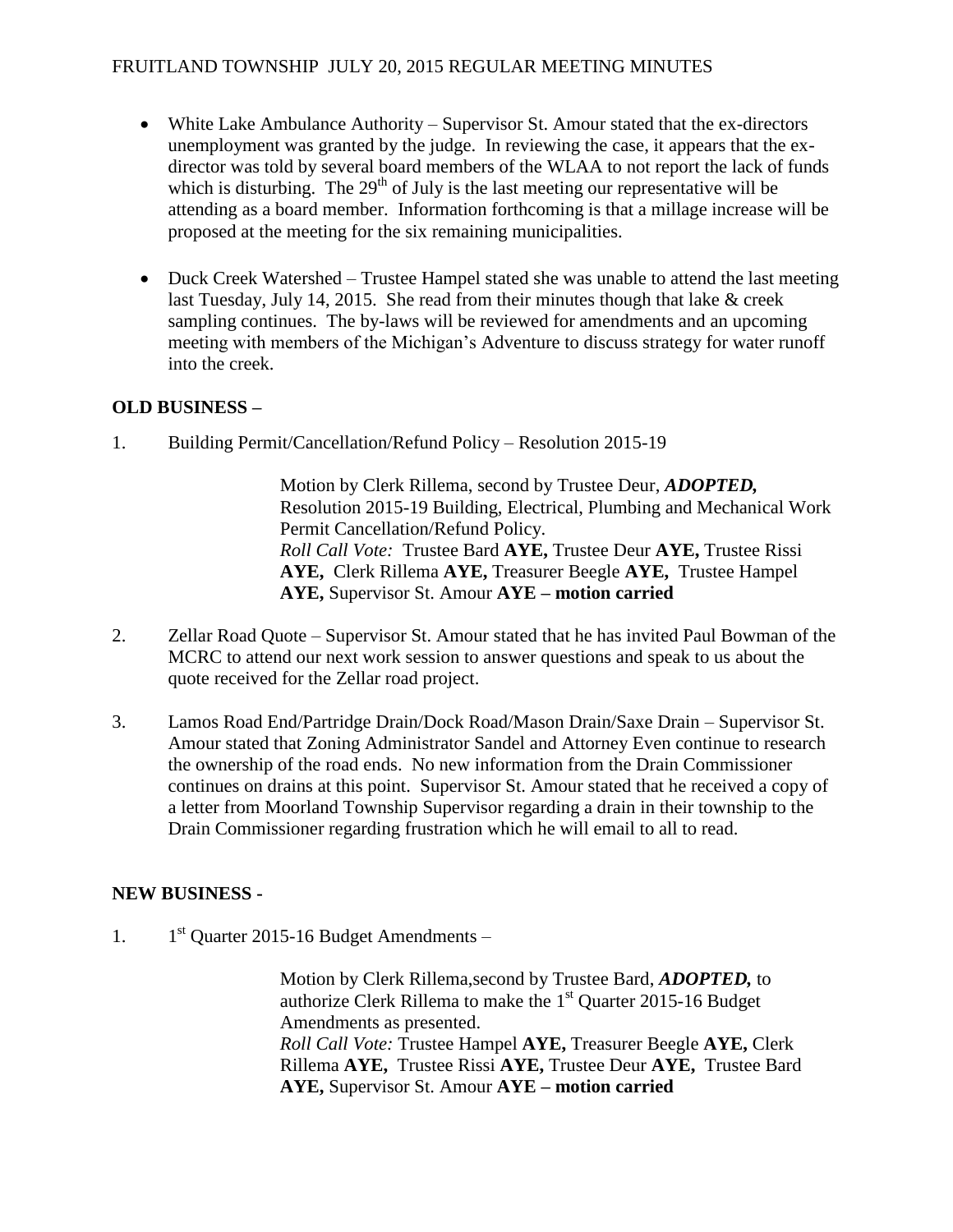- White Lake Ambulance Authority – Supervisor St. Amour stated that the ex-directors unemployment was granted by the judge. In reviewing the case, it appears that the ex-director was told by several board members of the WLAA to not report the lack of funds which is disturbing. The 29th of July is the last meeting our representative will be attending as a board member. Information forthcoming is that a millage increase will be proposed at the meeting for the six remaining municipalities.

- Duck Creek Watershed – Trustee Hampel stated she was unable to attend the last meeting last Tuesday, July 14, 2015. She read from their minutes though that lake & creek sampling continues. The by-laws will be reviewed for amendments and an upcoming meeting with members of the Michigan's Adventure to discuss strategy for water runoff into the creek.

**OLD BUSINESS –**

1. Building Permit/Cancellation/Refund Policy – Resolution 2015-19

   Motion by Clerk Rillema, second by Trustee Deur, ***ADOPTED,*** Resolution 2015-19 Building, Electrical, Plumbing and Mechanical Work Permit Cancellation/Refund Policy.
   *Roll Call Vote:* Trustee Bard **AYE,** Trustee Deur **AYE,** Trustee Rissi **AYE,** Clerk Rillema **AYE,** Treasurer Beegle **AYE,** Trustee Hampel **AYE,** Supervisor St. Amour **AYE – motion carried**

2. Zellar Road Quote – Supervisor St. Amour stated that he has invited Paul Bowman of the MCRC to attend our next work session to answer questions and speak to us about the quote received for the Zellar road project.

3. Lamos Road End/Partridge Drain/Dock Road/Mason Drain/Saxe Drain – Supervisor St. Amour stated that Zoning Administrator Sandel and Attorney Even continue to research the ownership of the road ends. No new information from the Drain Commissioner continues on drains at this point. Supervisor St. Amour stated that he received a copy of a letter from Moorland Township Supervisor regarding a drain in their township to the Drain Commissioner regarding frustration which he will email to all to read.

**NEW BUSINESS -**

1. 1st Quarter 2015-16 Budget Amendments –

   Motion by Clerk Rillema,second by Trustee Bard, ***ADOPTED,*** to authorize Clerk Rillema to make the 1st Quarter 2015-16 Budget Amendments as presented.
   *Roll Call Vote:* Trustee Hampel **AYE,** Treasurer Beegle **AYE,** Clerk Rillema **AYE,** Trustee Rissi **AYE,** Trustee Deur **AYE,** Trustee Bard **AYE,** Supervisor St. Amour **AYE – motion carried**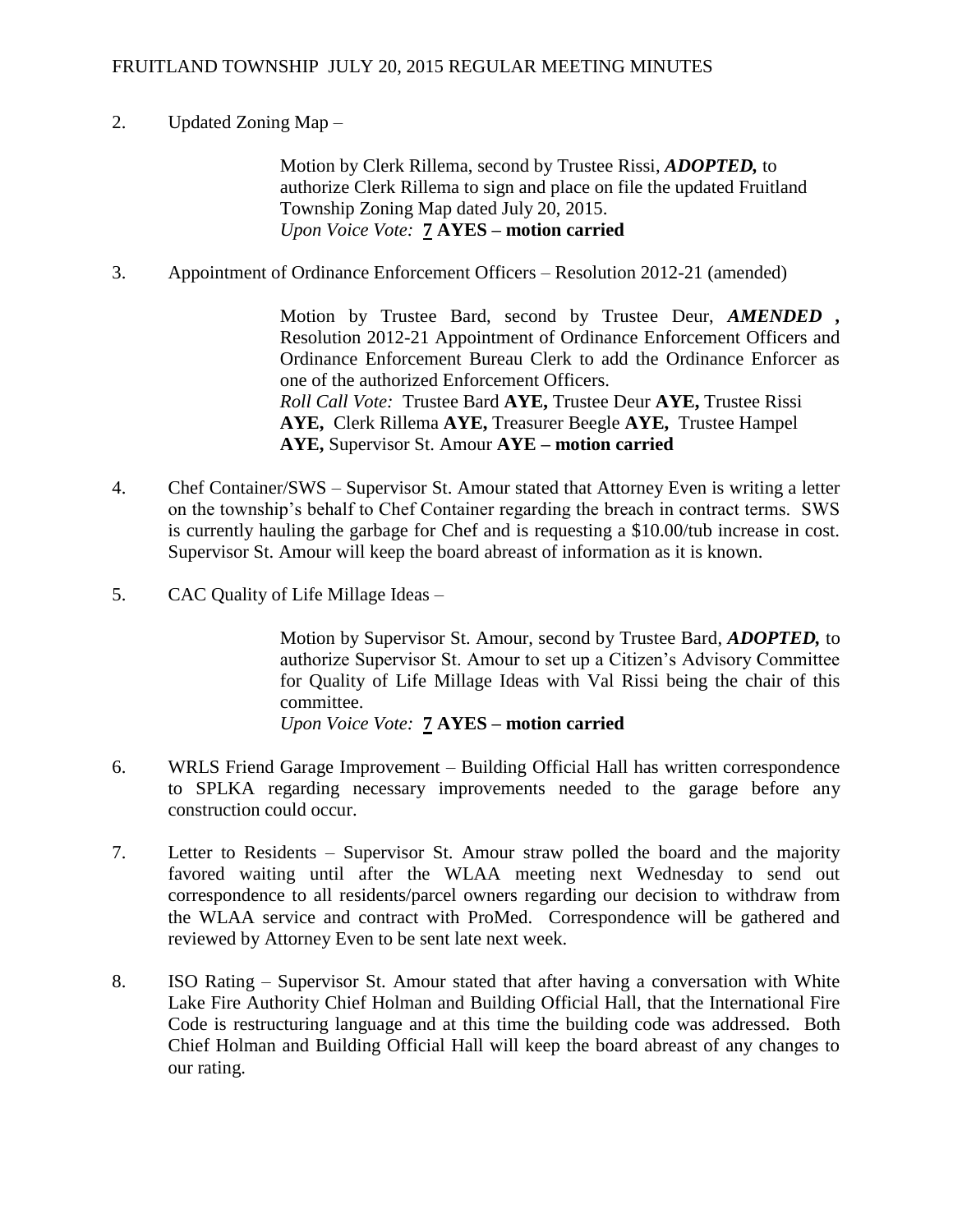2. Updated Zoning Map –

> Motion by Clerk Rillema, second by Trustee Rissi, ***ADOPTED,*** to authorize Clerk Rillema to sign and place on file the updated Fruitland Township Zoning Map dated July 20, 2015.
> *Upon Voice Vote:* **7 AYES – motion carried**

3. Appointment of Ordinance Enforcement Officers – Resolution 2012-21 (amended)

> Motion by Trustee Bard, second by Trustee Deur, ***AMENDED*** **,** Resolution 2012-21 Appointment of Ordinance Enforcement Officers and Ordinance Enforcement Bureau Clerk to add the Ordinance Enforcer as one of the authorized Enforcement Officers.
> *Roll Call Vote:* Trustee Bard **AYE,** Trustee Deur **AYE,** Trustee Rissi **AYE,** Clerk Rillema **AYE,** Treasurer Beegle **AYE,** Trustee Hampel **AYE,** Supervisor St. Amour **AYE – motion carried**

4. Chef Container/SWS – Supervisor St. Amour stated that Attorney Even is writing a letter on the township's behalf to Chef Container regarding the breach in contract terms. SWS is currently hauling the garbage for Chef and is requesting a $10.00/tub increase in cost. Supervisor St. Amour will keep the board abreast of information as it is known.

5. CAC Quality of Life Millage Ideas –

> Motion by Supervisor St. Amour, second by Trustee Bard, ***ADOPTED,*** to authorize Supervisor St. Amour to set up a Citizen's Advisory Committee for Quality of Life Millage Ideas with Val Rissi being the chair of this committee.
> *Upon Voice Vote:* **7 AYES – motion carried**

6. WRLS Friend Garage Improvement – Building Official Hall has written correspondence to SPLKA regarding necessary improvements needed to the garage before any construction could occur.

7. Letter to Residents – Supervisor St. Amour straw polled the board and the majority favored waiting until after the WLAA meeting next Wednesday to send out correspondence to all residents/parcel owners regarding our decision to withdraw from the WLAA service and contract with ProMed. Correspondence will be gathered and reviewed by Attorney Even to be sent late next week.

8. ISO Rating – Supervisor St. Amour stated that after having a conversation with White Lake Fire Authority Chief Holman and Building Official Hall, that the International Fire Code is restructuring language and at this time the building code was addressed. Both Chief Holman and Building Official Hall will keep the board abreast of any changes to our rating.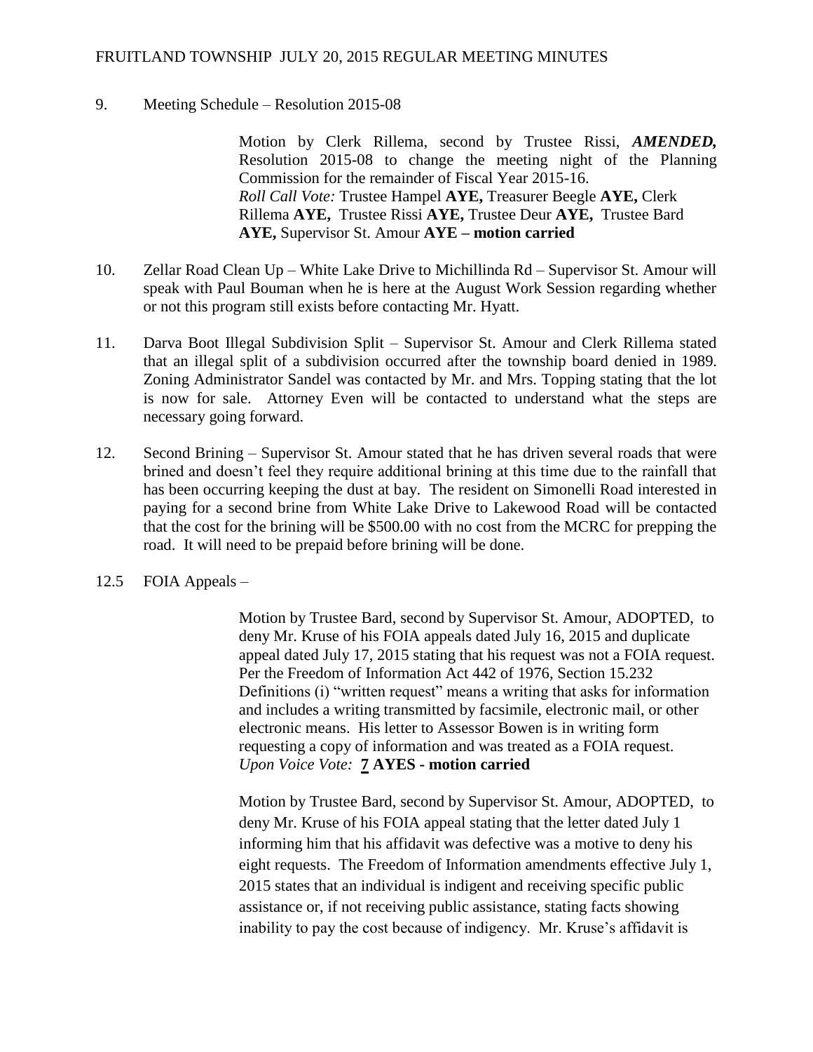9. Meeting Schedule – Resolution 2015-08

> Motion by Clerk Rillema, second by Trustee Rissi, ***AMENDED,*** Resolution 2015-08 to change the meeting night of the Planning Commission for the remainder of Fiscal Year 2015-16.
> *Roll Call Vote:* Trustee Hampel **AYE,** Treasurer Beegle **AYE,** Clerk Rillema **AYE,** Trustee Rissi **AYE,** Trustee Deur **AYE,** Trustee Bard **AYE,** Supervisor St. Amour **AYE – motion carried**

10. Zellar Road Clean Up – White Lake Drive to Michillinda Rd – Supervisor St. Amour will speak with Paul Bouman when he is here at the August Work Session regarding whether or not this program still exists before contacting Mr. Hyatt.

11. Darva Boot Illegal Subdivision Split – Supervisor St. Amour and Clerk Rillema stated that an illegal split of a subdivision occurred after the township board denied in 1989. Zoning Administrator Sandel was contacted by Mr. and Mrs. Topping stating that the lot is now for sale. Attorney Even will be contacted to understand what the steps are necessary going forward.

12. Second Brining – Supervisor St. Amour stated that he has driven several roads that were brined and doesn't feel they require additional brining at this time due to the rainfall that has been occurring keeping the dust at bay. The resident on Simonelli Road interested in paying for a second brine from White Lake Drive to Lakewood Road will be contacted that the cost for the brining will be $500.00 with no cost from the MCRC for prepping the road. It will need to be prepaid before brining will be done.

12.5 FOIA Appeals –

> Motion by Trustee Bard, second by Supervisor St. Amour, ADOPTED, to deny Mr. Kruse of his FOIA appeals dated July 16, 2015 and duplicate appeal dated July 17, 2015 stating that his request was not a FOIA request. Per the Freedom of Information Act 442 of 1976, Section 15.232 Definitions (i) "written request" means a writing that asks for information and includes a writing transmitted by facsimile, electronic mail, or other electronic means. His letter to Assessor Bowen is in writing form requesting a copy of information and was treated as a FOIA request.
> *Upon Voice Vote:* **7 AYES - motion carried**

> Motion by Trustee Bard, second by Supervisor St. Amour, ADOPTED, to deny Mr. Kruse of his FOIA appeal stating that the letter dated July 1 informing him that his affidavit was defective was a motive to deny his eight requests. The Freedom of Information amendments effective July 1, 2015 states that an individual is indigent and receiving specific public assistance or, if not receiving public assistance, stating facts showing inability to pay the cost because of indigency. Mr. Kruse's affidavit is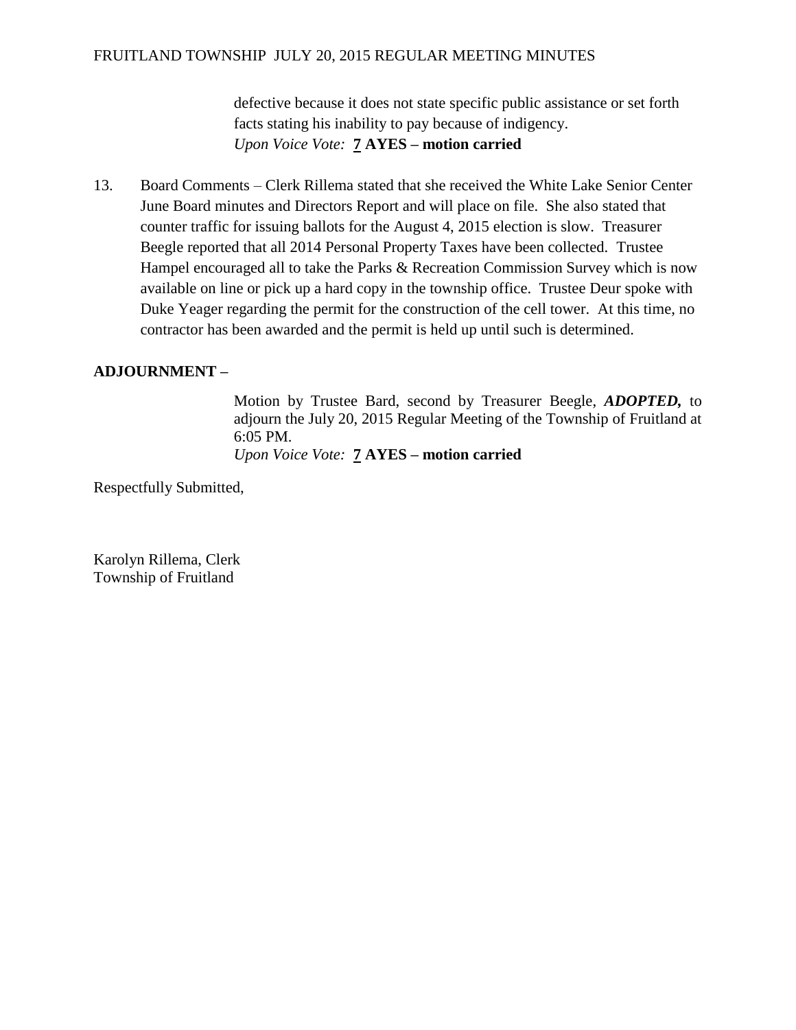defective because it does not state specific public assistance or set forth facts stating his inability to pay because of indigency.
*Upon Voice Vote:* **7 AYES – motion carried**

13. Board Comments – Clerk Rillema stated that she received the White Lake Senior Center June Board minutes and Directors Report and will place on file. She also stated that counter traffic for issuing ballots for the August 4, 2015 election is slow. Treasurer Beegle reported that all 2014 Personal Property Taxes have been collected. Trustee Hampel encouraged all to take the Parks & Recreation Commission Survey which is now available on line or pick up a hard copy in the township office. Trustee Deur spoke with Duke Yeager regarding the permit for the construction of the cell tower. At this time, no contractor has been awarded and the permit is held up until such is determined.

**ADJOURNMENT –**

Motion by Trustee Bard, second by Treasurer Beegle, ***ADOPTED,*** to adjourn the July 20, 2015 Regular Meeting of the Township of Fruitland at 6:05 PM.
*Upon Voice Vote:* **7 AYES – motion carried**

Respectfully Submitted,

Karolyn Rillema, Clerk
Township of Fruitland